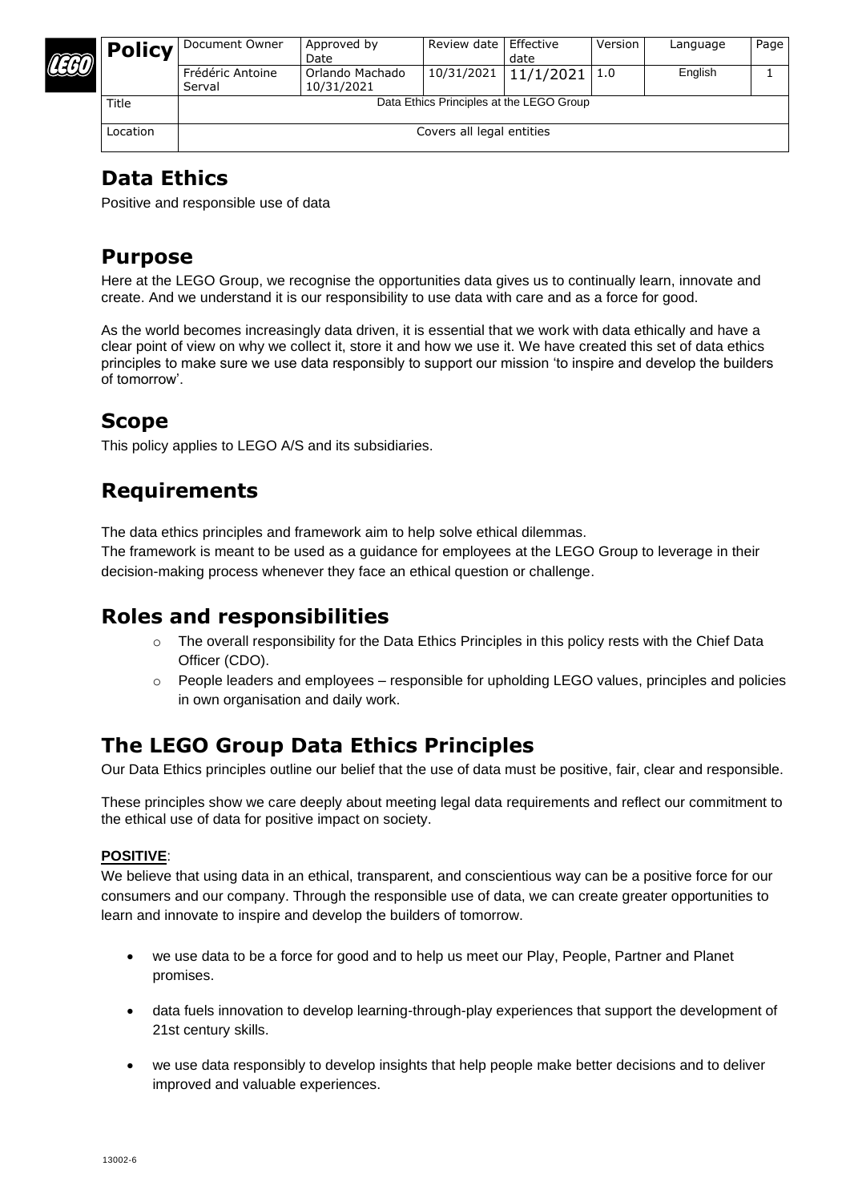| Policy | Document Owner | Approved by Date | Review date | Effective date | Version | Language | Page |
|---|---|---|---|---|---|---|---|
| | Frédéric Antoine Serval | Orlando Machado 10/31/2021 | 10/31/2021 | 11/1/2021 | 1.0 | English | 1 |
| Title | Data Ethics Principles at the LEGO Group | | | | | | |
| Location | Covers all legal entities | | | | | | |

# Data Ethics

Positive and responsible use of data

## Purpose

Here at the LEGO Group, we recognise the opportunities data gives us to continually learn, innovate and create. And we understand it is our responsibility to use data with care and as a force for good.

As the world becomes increasingly data driven, it is essential that we work with data ethically and have a clear point of view on why we collect it, store it and how we use it. We have created this set of data ethics principles to make sure we use data responsibly to support our mission 'to inspire and develop the builders of tomorrow'.

## Scope

This policy applies to LEGO A/S and its subsidiaries.

## Requirements

The data ethics principles and framework aim to help solve ethical dilemmas.
The framework is meant to be used as a guidance for employees at the LEGO Group to leverage in their decision-making process whenever they face an ethical question or challenge.

## Roles and responsibilities

- The overall responsibility for the Data Ethics Principles in this policy rests with the Chief Data Officer (CDO).
- People leaders and employees – responsible for upholding LEGO values, principles and policies in own organisation and daily work.

## The LEGO Group Data Ethics Principles

Our Data Ethics principles outline our belief that the use of data must be positive, fair, clear and responsible.

These principles show we care deeply about meeting legal data requirements and reflect our commitment to the ethical use of data for positive impact on society.

**POSITIVE**:

We believe that using data in an ethical, transparent, and conscientious way can be a positive force for our consumers and our company. Through the responsible use of data, we can create greater opportunities to learn and innovate to inspire and develop the builders of tomorrow.

- we use data to be a force for good and to help us meet our Play, People, Partner and Planet promises.
- data fuels innovation to develop learning-through-play experiences that support the development of 21st century skills.
- we use data responsibly to develop insights that help people make better decisions and to deliver improved and valuable experiences.

13002-6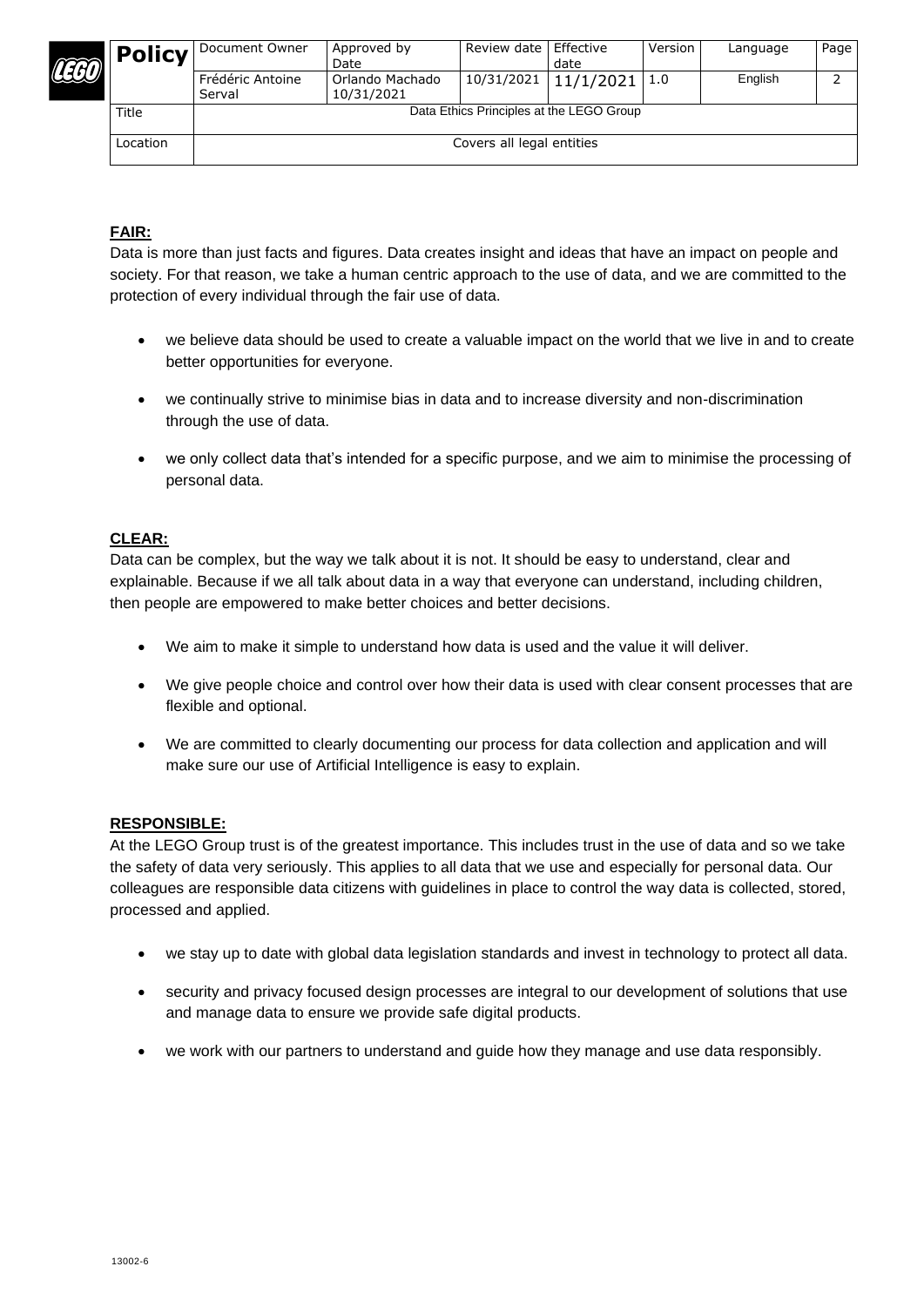**FAIR:**

Data is more than just facts and figures. Data creates insight and ideas that have an impact on people and society. For that reason, we take a human centric approach to the use of data, and we are committed to the protection of every individual through the fair use of data.

- we believe data should be used to create a valuable impact on the world that we live in and to create better opportunities for everyone.
- we continually strive to minimise bias in data and to increase diversity and non-discrimination through the use of data.
- we only collect data that's intended for a specific purpose, and we aim to minimise the processing of personal data.

**CLEAR:**

Data can be complex, but the way we talk about it is not. It should be easy to understand, clear and explainable. Because if we all talk about data in a way that everyone can understand, including children, then people are empowered to make better choices and better decisions.

- We aim to make it simple to understand how data is used and the value it will deliver.
- We give people choice and control over how their data is used with clear consent processes that are flexible and optional.
- We are committed to clearly documenting our process for data collection and application and will make sure our use of Artificial Intelligence is easy to explain.

**RESPONSIBLE:**

At the LEGO Group trust is of the greatest importance. This includes trust in the use of data and so we take the safety of data very seriously. This applies to all data that we use and especially for personal data. Our colleagues are responsible data citizens with guidelines in place to control the way data is collected, stored, processed and applied.

- we stay up to date with global data legislation standards and invest in technology to protect all data.
- security and privacy focused design processes are integral to our development of solutions that use and manage data to ensure we provide safe digital products.
- we work with our partners to understand and guide how they manage and use data responsibly.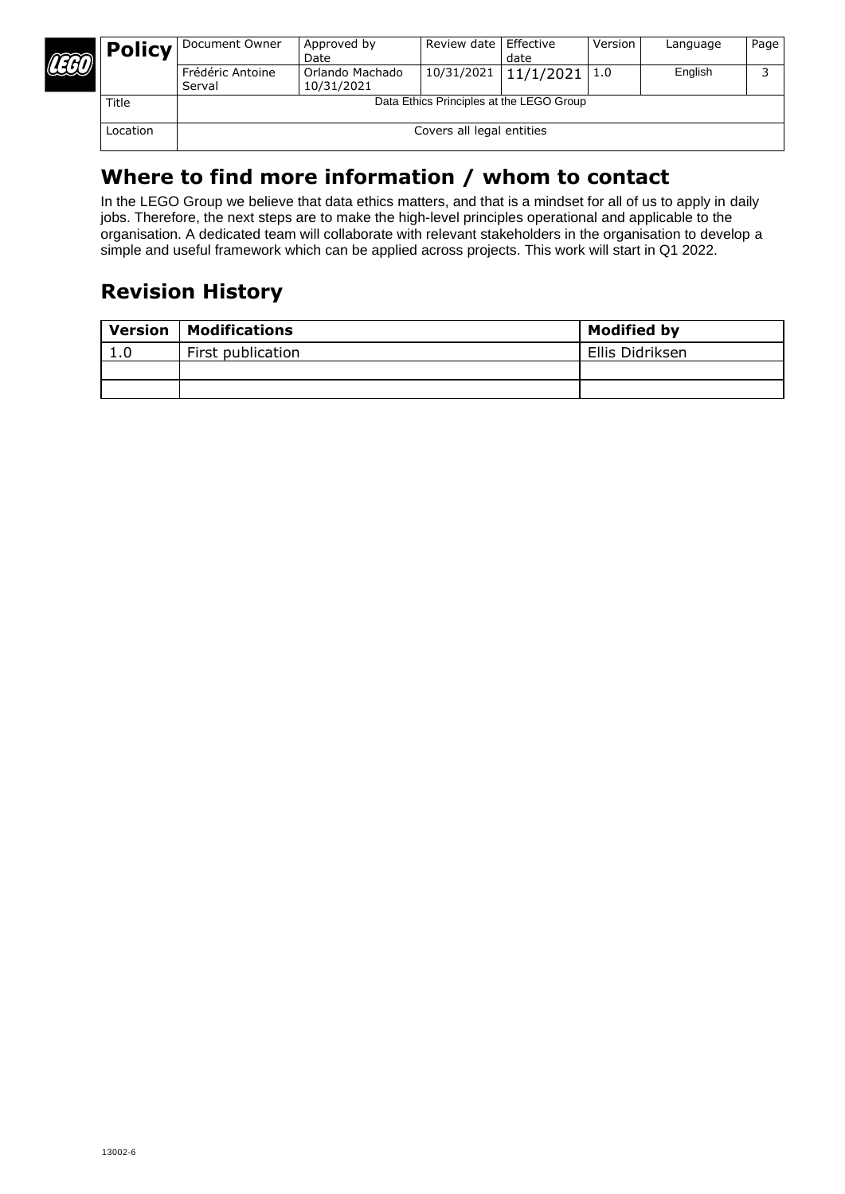## Where to find more information / whom to contact

In the LEGO Group we believe that data ethics matters, and that is a mindset for all of us to apply in daily jobs. Therefore, the next steps are to make the high-level principles operational and applicable to the organisation. A dedicated team will collaborate with relevant stakeholders in the organisation to develop a simple and useful framework which can be applied across projects. This work will start in Q1 2022.

## Revision History

| Version | Modifications | Modified by |
|---|---|---|
| 1.0 | First publication | Ellis Didriksen |
| | | |
| | | |